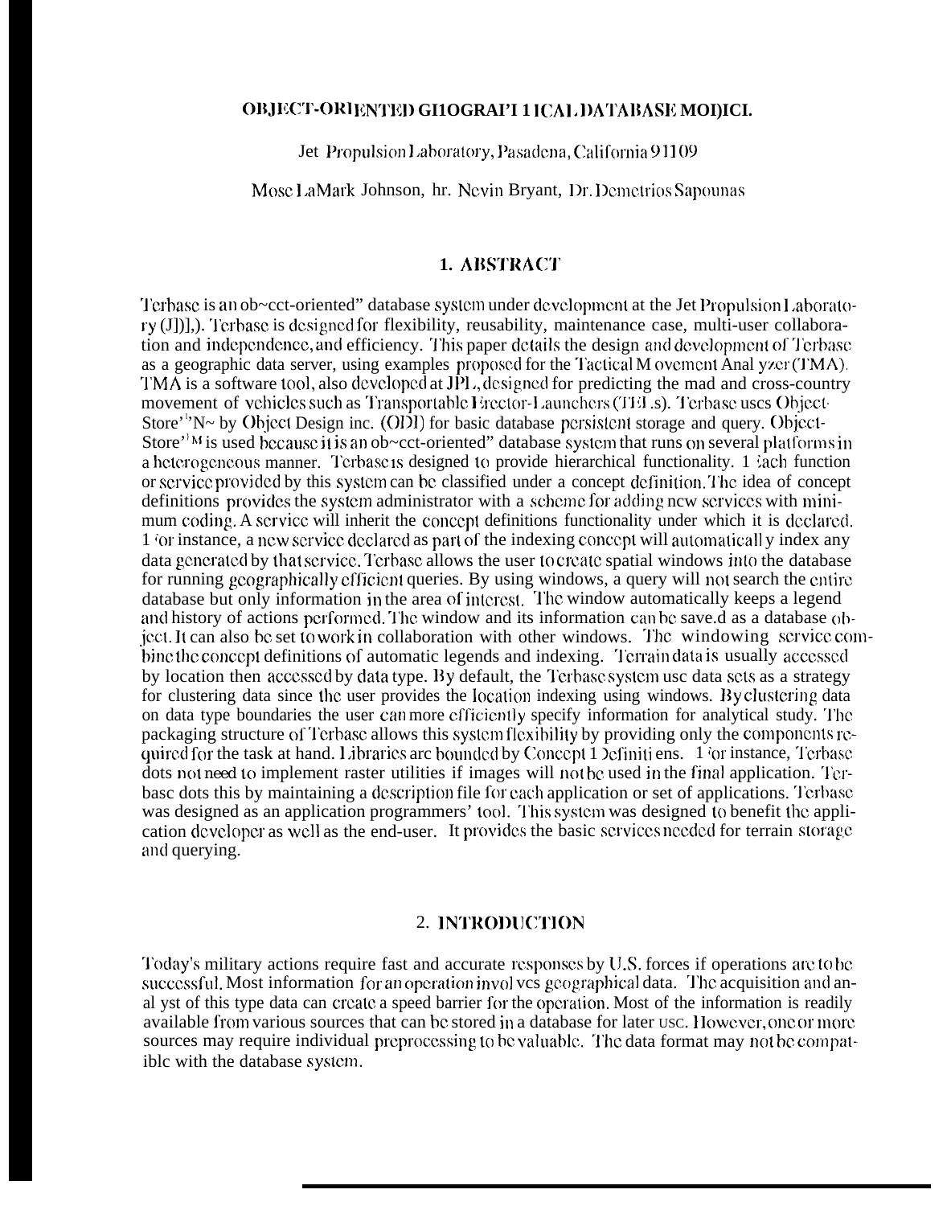# OBJECT-ORIENTED GEOGRAPHICAL DATABASE MODEL

Jet Propulsion Laboratory, Pasadena, California 91109

Mose LaMark Johnson, hr. Nevin Bryant, Dr. Demetrios Sapounas

## 1. ABSTRACT

Terbase is an object-oriented" database system under development at the Jet Propulsion Laboratory (JPL). Terbase is designed for flexibility, reusability, maintenance ease, multi-user collaboration and independence, and efficiency. This paper details the design and development of Terbase as a geographic data server, using examples proposed for the Tactical Movement Analyzer (TMA). TMA is a software tool, also developed at JPL, designed for predicting the road and cross-country movement of vehicles such as Transportable Erector-Launchers (TELs). Terbase uses ObjectStore™ by Object Design inc. (ODI) for basic database persistent storage and query. ObjectStore™ is used because it is an object-oriented" database system that runs on several platforms in a heterogeneous manner. Terbase is designed to provide hierarchical functionality. Each function or service provided by this system can be classified under a concept definition. The idea of concept definitions provides the system administrator with a scheme for adding new services with minimum coding. A service will inherit the concept definitions functionality under which it is declared. For instance, a new service declared as part of the indexing concept will automatically index any data generated by that service. Terbase allows the user to create spatial windows into the database for running geographically efficient queries. By using windows, a query will not search the entire database but only information in the area of interest. The window automatically keeps a legend and history of actions performed. The window and its information can be save.d as a database object. It can also be set to work in collaboration with other windows. The windowing service combine the concept definitions of automatic legends and indexing. Terrain data is usually accessed by location then accessed by data type. By default, the Terbase system use data sets as a strategy for clustering data since the user provides the location indexing using windows. By clustering data on data type boundaries the user can more efficiently specify information for analytical study. The packaging structure of Terbase allows this system flexibility by providing only the components required for the task at hand. Libraries are bounded by Concept Definitions. For instance, Terbase does not need to implement raster utilities if images will not be used in the final application. Terbase does this by maintaining a description file for each application or set of applications. Terbase was designed as an application programmers' tool. This system was designed to benefit the application developer as well as the end-user. It provides the basic services needed for terrain storage and querying.

## 2. INTRODUCTION

Today's military actions require fast and accurate responses by U.S. forces if operations are to be successful. Most information for an operation involves geographical data. The acquisition and analyst of this type data can create a speed barrier for the operation. Most of the information is readily available from various sources that can be stored in a database for later use. However, one or more sources may require individual preprocessing to be valuable. The data format may not be compatible with the database system.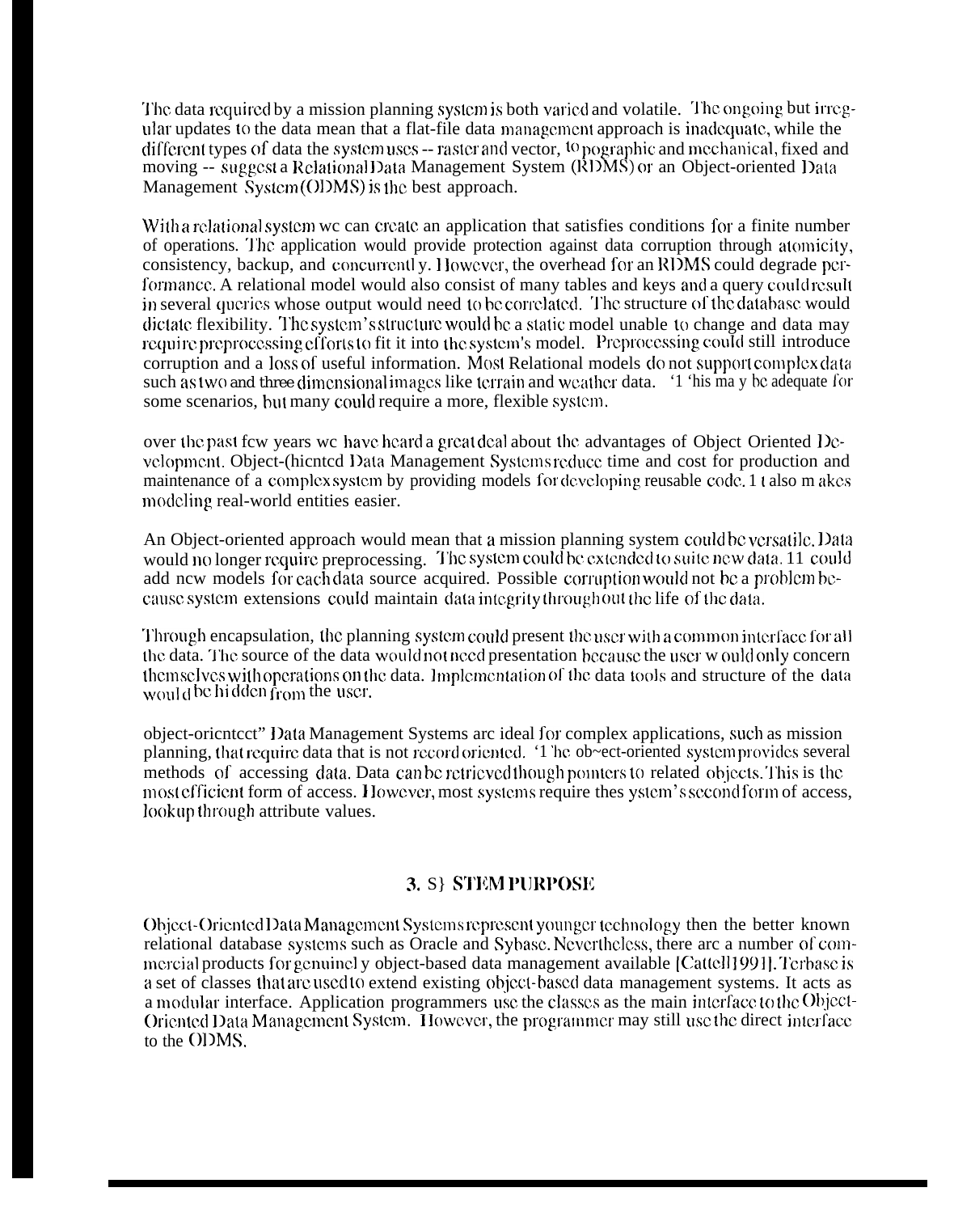The data required by a mission planning system is both varied and volatile. The ongoing but irregular updates to the data mean that a flat-file data management approach is inadequate, while the different types of data the system uses -- raster and vector, topographic and mechanical, fixed and moving -- suggest a Relational Data Management System (RDMS) or an Object-oriented Data Management System (ODMS) is the best approach.

With a relational system we can create an application that satisfies conditions for a finite number of operations. The application would provide protection against data corruption through atomicity, consistency, backup, and concurrently. However, the overhead for an RDMS could degrade performance. A relational model would also consist of many tables and keys and a query could result in several queries whose output would need to be correlated. The structure of the database would dictate flexibility. The system's structure would be a static model unable to change and data may require preprocessing efforts to fit it into the system's model. Preprocessing could still introduce corruption and a loss of useful information. Most Relational models do not support complex data such as two and three dimensional images like terrain and weather data. This may be adequate for some scenarios, but many could require a more, flexible system.

over the past few years we have heard a great deal about the advantages of Object Oriented Development. Object-Oriented Data Management Systems reduce time and cost for production and maintenance of a complex system by providing models for developing reusable code. It also makes modeling real-world entities easier.

An Object-oriented approach would mean that a mission planning system could be versatile. Data would no longer require preprocessing. The system could be extended to suite new data. It could add new models for each data source acquired. Possible corruption would not be a problem because system extensions could maintain data integrity throughout the life of the data.

Through encapsulation, the planning system could present the user with a common interface for all the data. The source of the data would not need presentation because the user would only concern themselves with operations on the data. Implementation of the data tools and structure of the data would be hidden from the user.

object-oriented" Data Management Systems are ideal for complex applications, such as mission planning, that require data that is not record oriented. The object-oriented system provides several methods of accessing data. Data can be retrieved though pointers to related objects. This is the most efficient form of access. However, most systems require the system's second form of access, lookup through attribute values.

## 3. SYSTEM PURPOSE

Object-Oriented Data Management Systems represent younger technology then the better known relational database systems such as Oracle and Sybase. Nevertheless, there are a number of commercial products for genuinely object-based data management available [Cattell 1991]. Terbase is a set of classes that are used to extend existing object-based data management systems. It acts as a modular interface. Application programmers use the classes as the main interface to the Object-Oriented Data Management System. However, the programmer may still use the direct interface to the ODMS.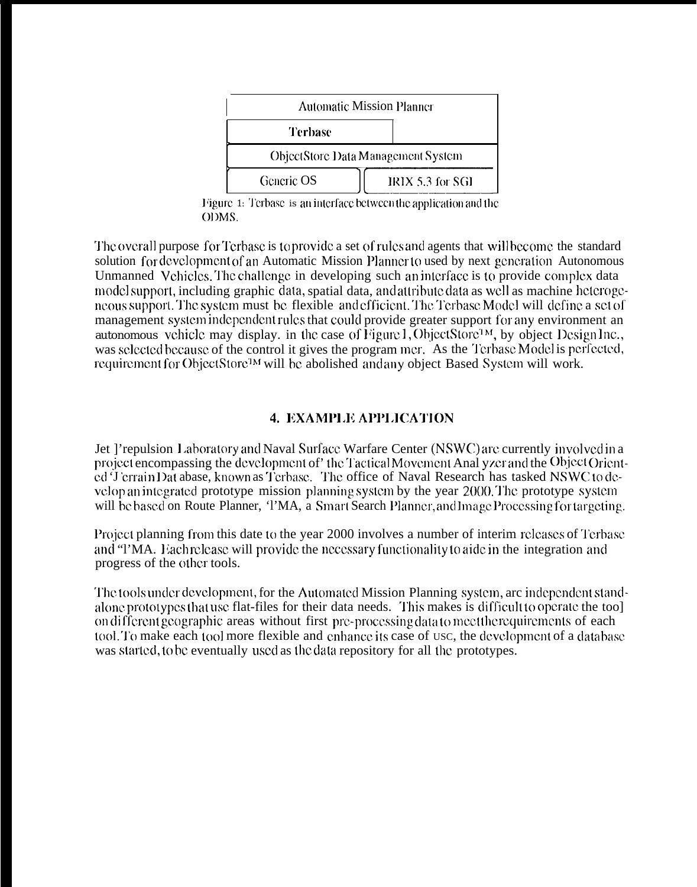| Automatic Mission Planner | |
|---|---|
| **Terbase** | |
| ObjectStore Data Management System | |
| Generic OS | IRIX 5.3 for SGI |

Figure 1: Terbase is an interface between the application and the ODMS.

The overall purpose for Terbase is to provide a set of rules and agents that will become the standard solution for development of an Automatic Mission Planner to used by next generation Autonomous Unmanned Vehicles. The challenge in developing such an interface is to provide complex data model support, including graphic data, spatial data, and attribute data as well as machine heterogeneous support. The system must be flexible and efficient. The Terbase Model will define a set of management system independent rules that could provide greater support for any environment an autonomous vehicle may display. in the case of Figure 1, ObjectStore™, by object Design Inc., was selected because of the control it gives the program mer. As the Terbase Model is perfected, requirement for ObjectStore™ will be abolished and any object Based System will work.

## 4. EXAMPLE APPLICATION

Jet Propulsion Laboratory and Naval Surface Warfare Center (NSWC) are currently involved in a project encompassing the development of' the Tactical Movement Anal yzer and the Object Oriented 'Terrain Dat abase, known as Terbase. The office of Naval Research has tasked NSWC to develop an integrated prototype mission planning system by the year 2000. The prototype system will be based on Route Planner, 'TMA, a Smart Search Planner, and Image Processing for targeting.

Project planning from this date to the year 2000 involves a number of interim releases of Terbase and "TMA. Each release will provide the necessary functionality to aide in the integration and progress of the other tools.

The tools under development, for the Automated Mission Planning system, are independent stand-alone prototypes that use flat-files for their data needs. This makes is difficult to operate the tool on different geographic areas without first pre-processing data to meet the requirements of each tool. To make each tool more flexible and enhance its ease of use, the development of a database was started, to be eventually used as the data repository for all the prototypes.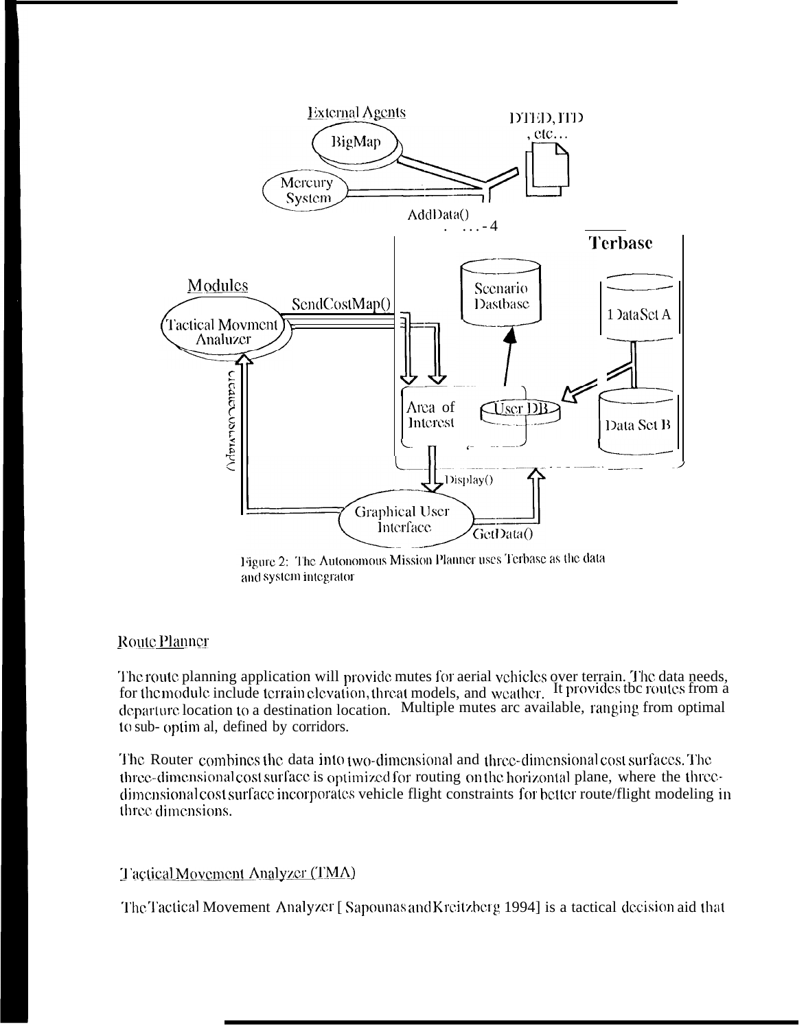Figure 2: The Autonomous Mission Planner uses Terbase as the data and system integrator

## Route Planner

The route planning application will provide mutes for aerial vehicles over terrain. The data needs, for the module include terrain elevation, threat models, and weather. It provides tbc routes from a departure location to a destination location. Multiple mutes arc available, ranging from optimal to sub- optim al, defined by corridors.

The Router combines the data into two-dimensional and three-dimensional cost surfaces. The three-dimensional cost surface is optimized for routing on the horizontal plane, where the three-dimensional cost surface incorporates vehicle flight constraints for better route/flight modeling in three dimensions.

## Tactical Movement Analyzer (TMA)

The Tactical Movement Analyzer [ Sapounas and Kreitzberg 1994] is a tactical decision aid that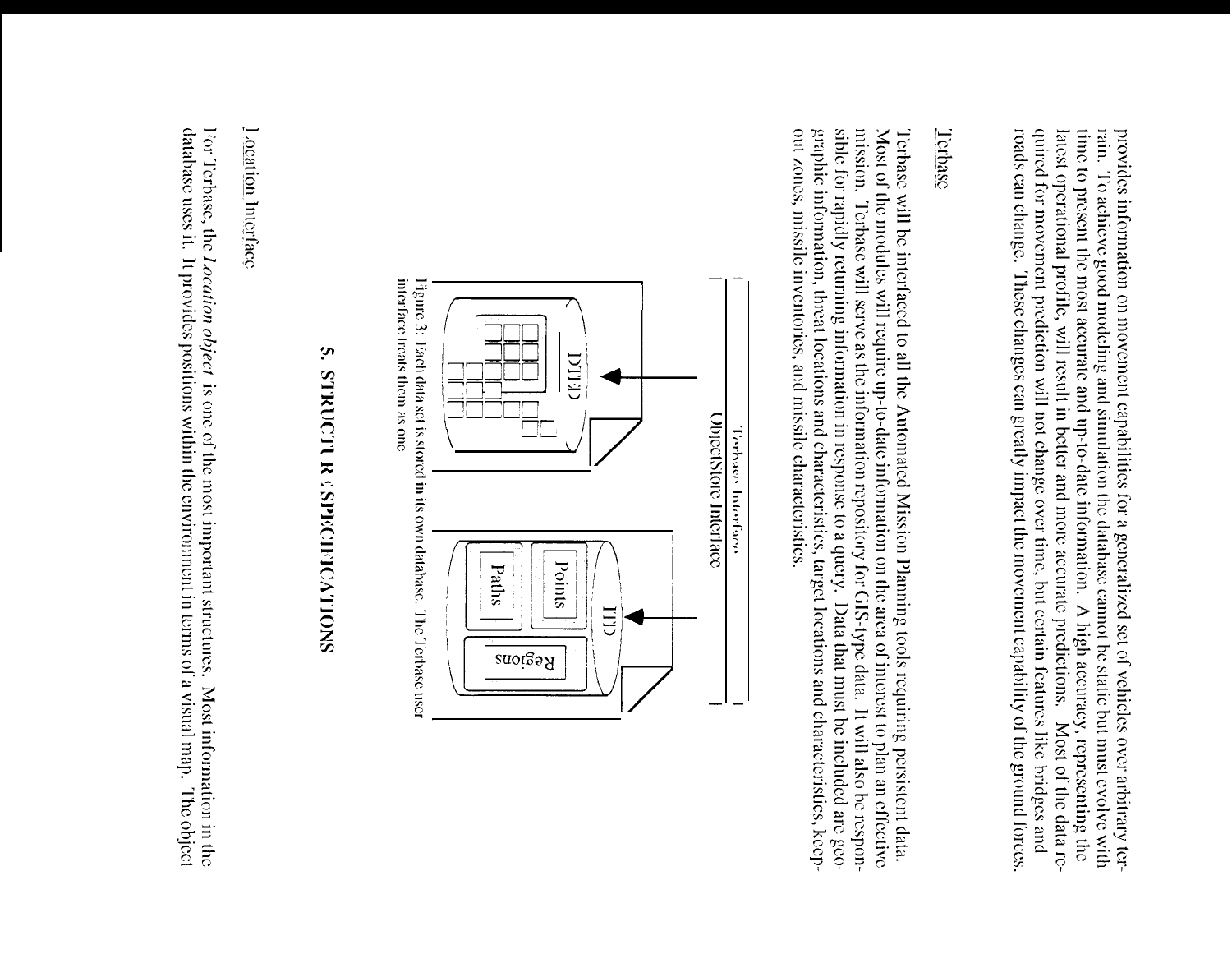provides information on movement capabilities for a generalized set of vehicles over arbitrary terrain. To achieve good modeling and simulation the database cannot be static but must evolve with time to present the most accurate and up-to-date information. A high accuracy, representing the latest operational profile, will result in better and more accurate predictions. Most of the data required for movement prediction will not change over time, but certain features like bridges and roads can change. These changes can greatly impact the movement capability of the ground forces.

### Terbase

Terbase will be interfaced to all the Automated Mission Planning tools requiring persistent data. Most of the modules will require up-to-date information on the area of interest to plan an effective mission. Terbase will serve as the information repository for GIS-type data. It will also be responsible for rapidly returning information in response to a query. Data that must be included are geographic information, threat locations and characteristics, target locations and characteristics, keep-out zones, missile inventories, and missile characteristics.

Terbase Interface

ObjectStore Interface

DTED

ITD

Points

Paths

Regions

Figure 3: Each data set is stored in its own database. The Terbase user interface treats them as one.

## 5. STRUCTURE SPECIFICATIONS

### Location Interface

For Terbase, the *Location object* is one of the most important structures. Most information in the database uses it. It provides positions within the environment in terms of a visual map. The object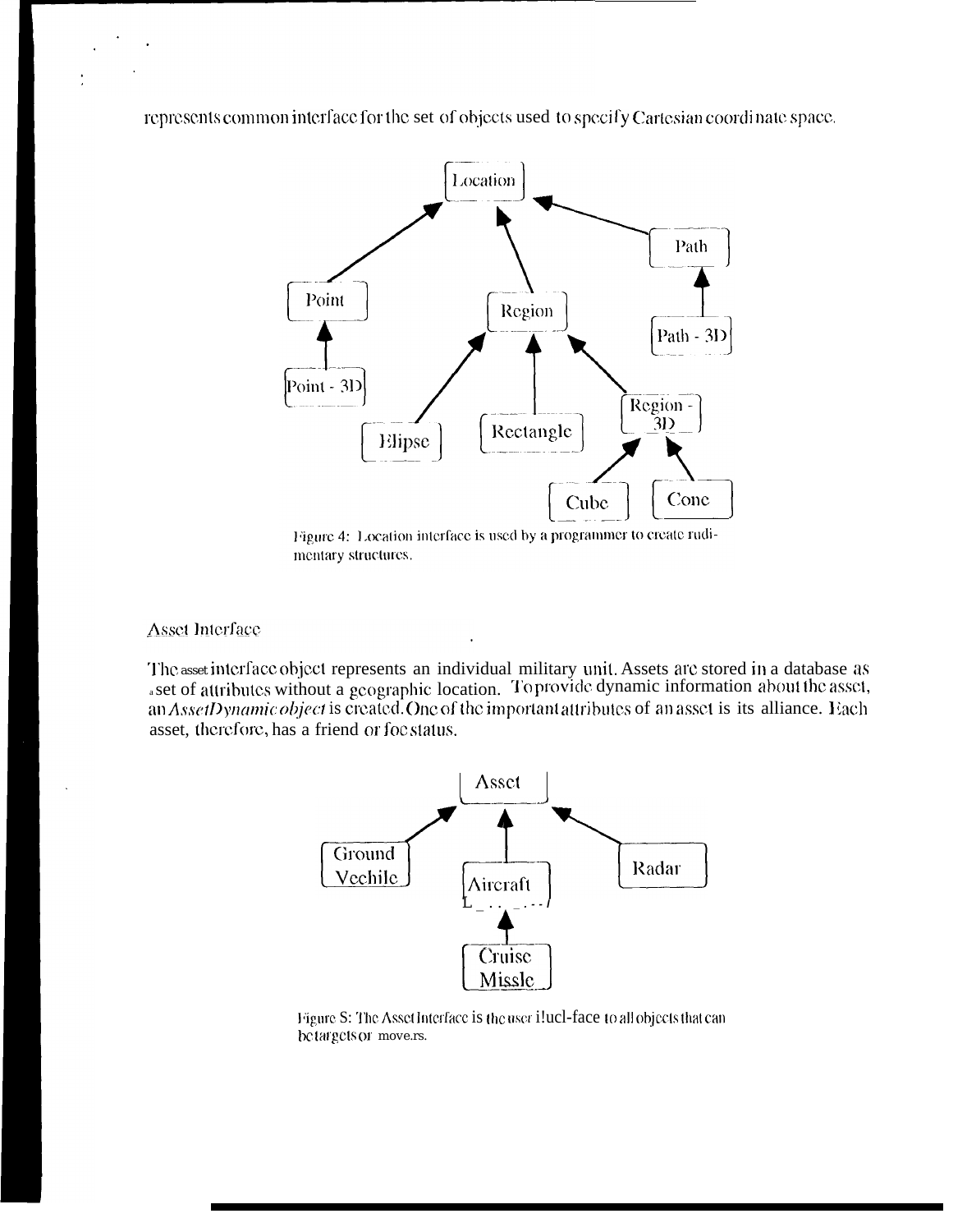represents common interface for the set of objects used to specify Cartesian coordinate space.

Figure 4: Location interface is used by a programmer to create rudimentary structures.

Asset Interface

The asset interface object represents an individual military unit. Assets are stored in a database as a set of attributes without a geographic location. To provide dynamic information about the asset, an *AssetDynamic object* is created. One of the important attributes of an asset is its alliance. Each asset, therefore, has a friend or foe status.

Figure 5: The Asset Interface is the user interface to all objects that can be targets or movers.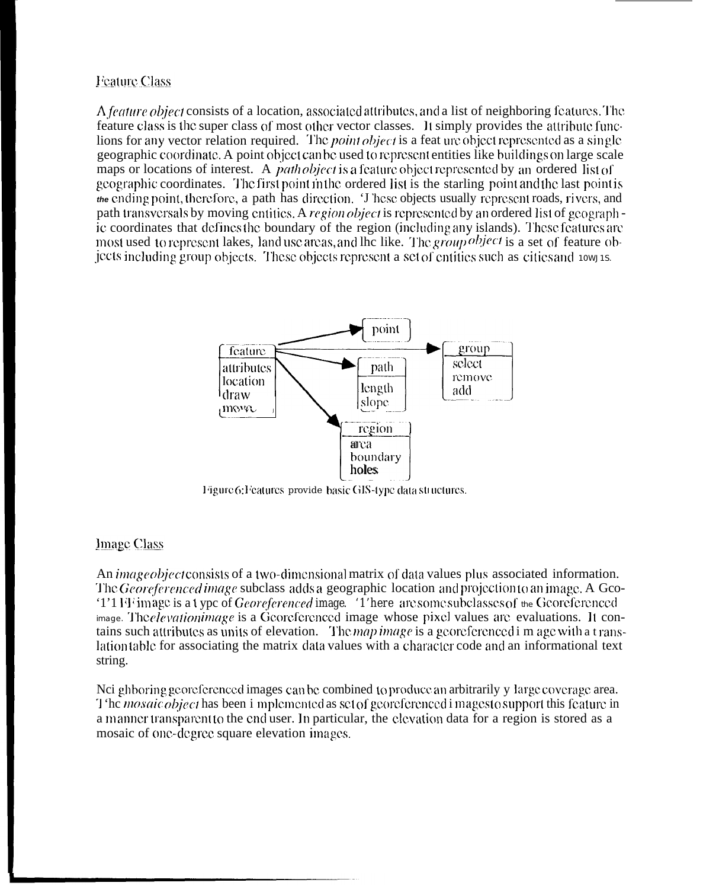## Feature Class

A *feature object* consists of a location, associated attributes, and a list of neighboring features. The feature class is the super class of most other vector classes. It simply provides the attribute functions for any vector relation required. The *point object* is a feature object represented as a single geographic coordinate. A point object can be used to represent entities like buildings on large scale maps or locations of interest. A *path object* is a feature object represented by an ordered list of geographic coordinates. The first point in the ordered list is the starting point and the last point is the ending point, therefore, a path has direction. These objects usually represent roads, rivers, and path transversals by moving entities. A *region object* is represented by an ordered list of geographic coordinates that defines the boundary of the region (including any islands). These features are most used to represent lakes, land use areas, and the like. The *group object* is a set of feature objects including group objects. These objects represent a set of entities such as cities and towns.

Figure 6: Features provide basic GIS-type data structures.

## Image Class

An *image object* consists of a two-dimensional matrix of data values plus associated information. The *Georeferenced image* subclass adds a geographic location and projection to an image. A Geo-TIFF image is a type of *Georeferenced* image. There are some subclasses of the Georeferenced image. The *elevation image* is a Georeferenced image whose pixel values are evaluations. It contains such attributes as units of elevation. The *map image* is a georeferenced image with a translation table for associating the matrix data values with a character code and an informational text string.

Neighboring georeferenced images can be combined to produce an arbitrarily large coverage area. The *mosaic object* has been implemented as set of georeferenced images to support this feature in a manner transparent to the end user. In particular, the elevation data for a region is stored as a mosaic of one-degree square elevation images.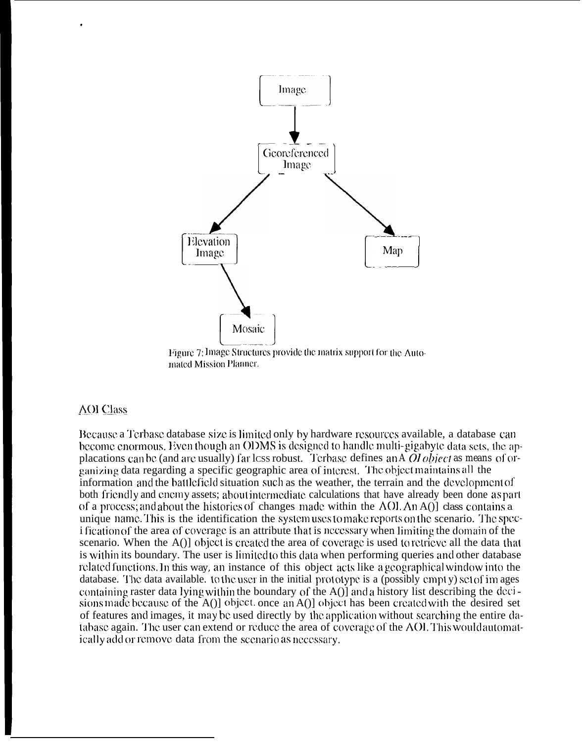Figure 7: Image Structures provide the matrix support for the Automated Mission Planner.

## AOI Class

Because a Terbase database size is limited only by hardware resources available, a database can become enormous. Even though an ODMS is designed to handle multi-gigabyte data sets, the applacations can be (and are usually) far less robust. Terbase defines an *AOI object* as means of organizing data regarding a specific geographic area of interest. The object maintains all the information and the battlefield situation such as the weather, the terrain and the development of both friendly and enemy assets; about intermediate calculations that have already been done as part of a process; and about the histories of changes made within the AOI. An AOI class contains a unique name. This is the identification the system uses to make reports on the scenario. The specification of the area of coverage is an attribute that is necessary when limiting the domain of the scenario. When the AOI object is created the area of coverage is used to retrieve all the data that is within its boundary. The user is limited to this data when performing queries and other database related functions. In this way, an instance of this object acts like a geographical window into the database. The data available. to the user in the initial prototype is a (possibly empty) set of images containing raster data lying within the boundary of the AOI and a history list describing the decisions made because of the AOI object. once an AOI object has been created with the desired set of features and images, it may be used directly by the application without searching the entire database again. The user can extend or reduce the area of coverage of the AOI. This would automatically add or remove data from the scenario as necessary.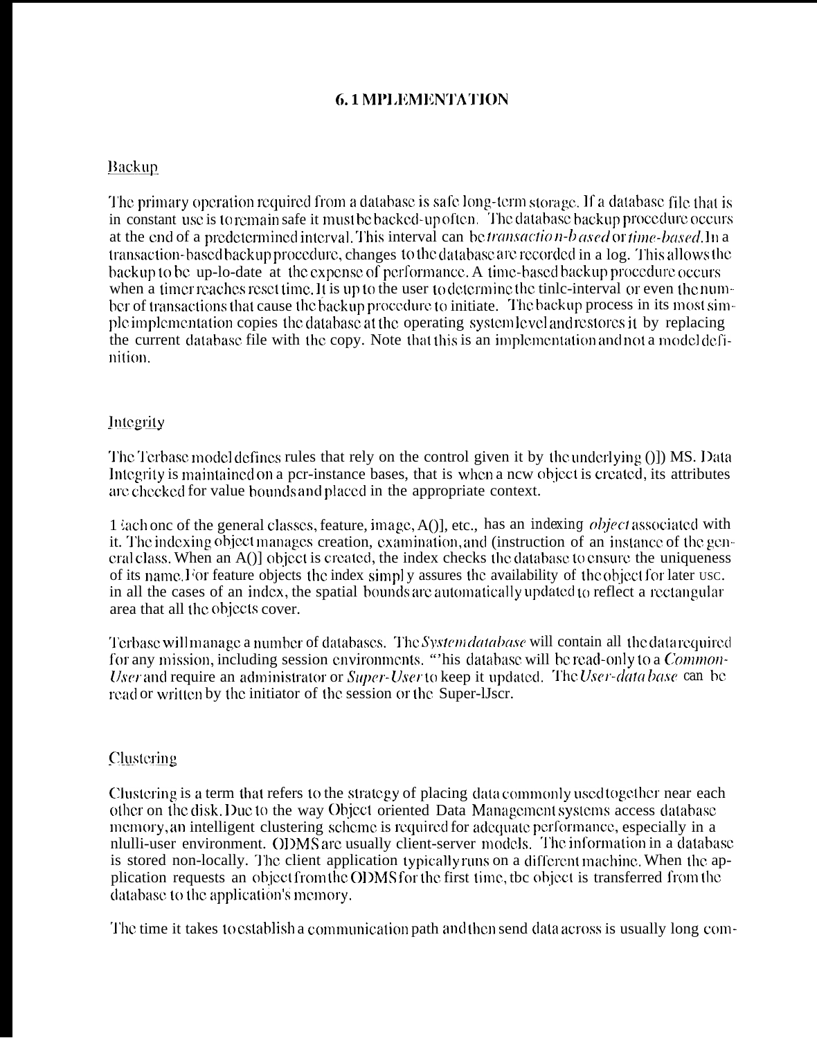## 6.1 MPLEMENTATION

### Backup

The primary operation required from a database is safe long-term storage. If a database file that is in constant use is to remain safe it must be backed-up often. The database backup procedure occurs at the end of a predetermined interval. This interval can be *transaction-based* or *time-based*. In a transaction-based backup procedure, changes to the database are recorded in a log. This allows the backup to be up-lo-date at the expense of performance. A time-based backup procedure occurs when a timer reaches reset time. It is up to the user to determine the tinle-interval or even the number of transactions that cause the backup procedure to initiate. The backup process in its most simple implementation copies the database at the operating system level and restores it by replacing the current database file with the copy. Note that this is an implementation and not a model definition.

### Integrity

The Terbase model defines rules that rely on the control given it by the underlying ()]) MS. Data Integrity is maintained on a per-instance bases, that is when a new object is created, its attributes are checked for value bounds and placed in the appropriate context.

Each one of the general classes, feature, image, A()], etc., has an indexing *object* associated with it. The indexing object manages creation, examination, and (instruction of an instance of the general class. When an A()] object is created, the index checks the database to ensure the uniqueness of its name. For feature objects the index simpl y assures the availability of the object for later USC. in all the cases of an index, the spatial bounds are automatically updated to reflect a rectangular area that all the objects cover.

Terbase will manage a number of databases. The *System database* will contain all the data required for any mission, including session environments. "'his database will be read-only to a *Common-User* and require an administrator or *Super-User* to keep it updated. The *User-data base* can be read or written by the initiator of the session or the Super-IJscr.

### Clustering

Clustering is a term that refers to the strategy of placing data commonly used together near each other on the disk. Due to the way Object oriented Data Management systems access database memory, an intelligent clustering scheme is required for adequate performance, especially in a nlulti-user environment. ODMS are usually client-server models. The information in a database is stored non-locally. The client application typically runs on a different machine. When the application requests an object from the ODMS for the first time, tbc object is transferred from the database to the application's memory.

The time it takes to establish a communication path and then send data across is usually long com-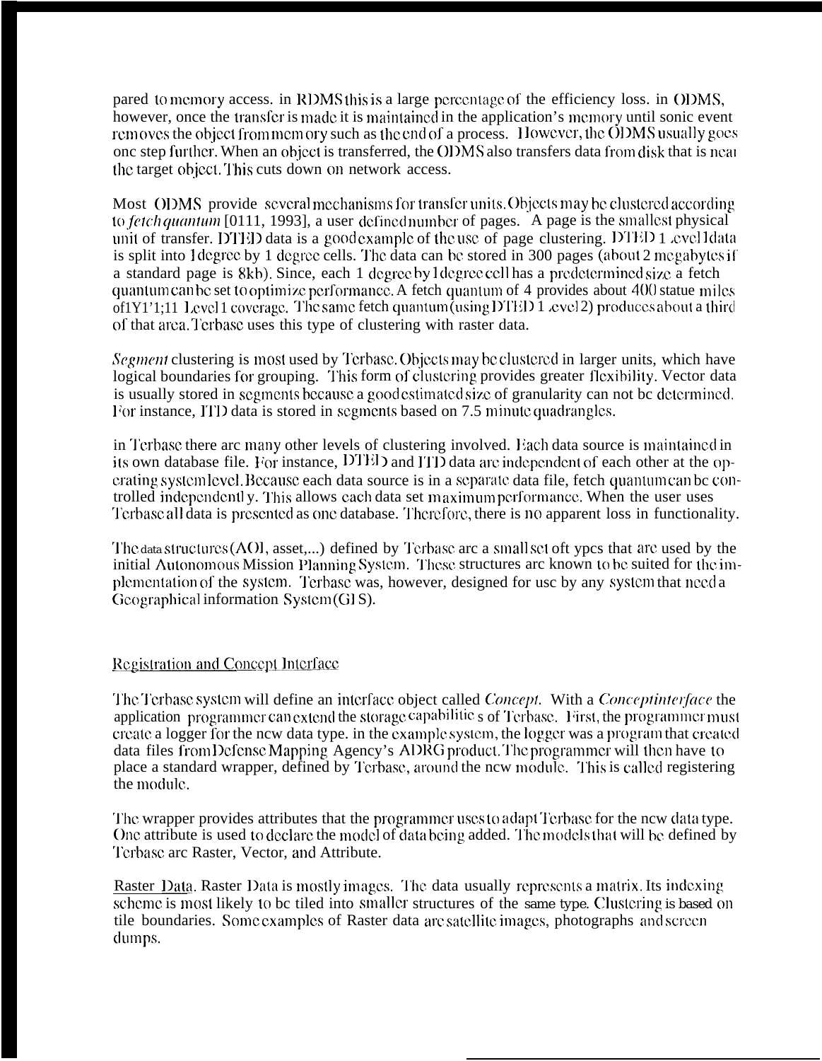pared to memory access. in RDMS this is a large percentage of the efficiency loss. in ODMS, however, once the transfer is made it is maintained in the application's memory until some event removes the object from memory such as the end of a process. However, the ODMS usually goes one step further. When an object is transferred, the ODMS also transfers data from disk that is near the target object. This cuts down on network access.

Most ODMS provide several mechanisms for transfer units. Objects may be clustered according to *fetch quantum* [0111, 1993], a user defined number of pages. A page is the smallest physical unit of transfer. DTED data is a good example of the use of page clustering. DTED Level 1 data is split into 1 degree by 1 degree cells. The data can be stored in 300 pages (about 2 megabytes if a standard page is 8kb). Since, each 1 degree by 1 degree cell has a predetermined size a fetch quantum can be set to optimize performance. A fetch quantum of 4 provides about 400 statue miles of DTED Level 1 coverage. The same fetch quantum (using DTED Level 2) produces about a third of that area. Terbase uses this type of clustering with raster data.

*Segment* clustering is most used by Terbase. Objects may be clustered in larger units, which have logical boundaries for grouping. This form of clustering provides greater flexibility. Vector data is usually stored in segments because a good estimated size of granularity can not be determined. For instance, ITD data is stored in segments based on 7.5 minute quadrangles.

in Terbase there are many other levels of clustering involved. Each data source is maintained in its own database file. For instance, DTED and ITD data are independent of each other at the operating system level. Because each data source is in a separate data file, fetch quantum can be controlled independently. This allows each data set maximum performance. When the user uses Terbase all data is presented as one database. Therefore, there is no apparent loss in functionality.

The data structures (AOI, asset,...) defined by Terbase are a small set of types that are used by the initial Autonomous Mission Planning System. These structures are known to be suited for the implementation of the system. Terbase was, however, designed for use by any system that need a Geographical information System (GIS).

## Registration and Concept Interface

The Terbase system will define an interface object called *Concept*. With a *Conceptinterface* the application programmer can extend the storage capabilities of Terbase. First, the programmer must create a logger for the new data type. in the example system, the logger was a program that created data files from Defense Mapping Agency's ADRG product. The programmer will then have to place a standard wrapper, defined by Terbase, around the new module. This is called registering the module.

The wrapper provides attributes that the programmer uses to adapt Terbase for the new data type. One attribute is used to declare the model of data being added. The models that will be defined by Terbase are Raster, Vector, and Attribute.

Raster Data. Raster Data is mostly images. The data usually represents a matrix. Its indexing scheme is most likely to be tiled into smaller structures of the same type. Clustering is based on tile boundaries. Some examples of Raster data are satellite images, photographs and screen dumps.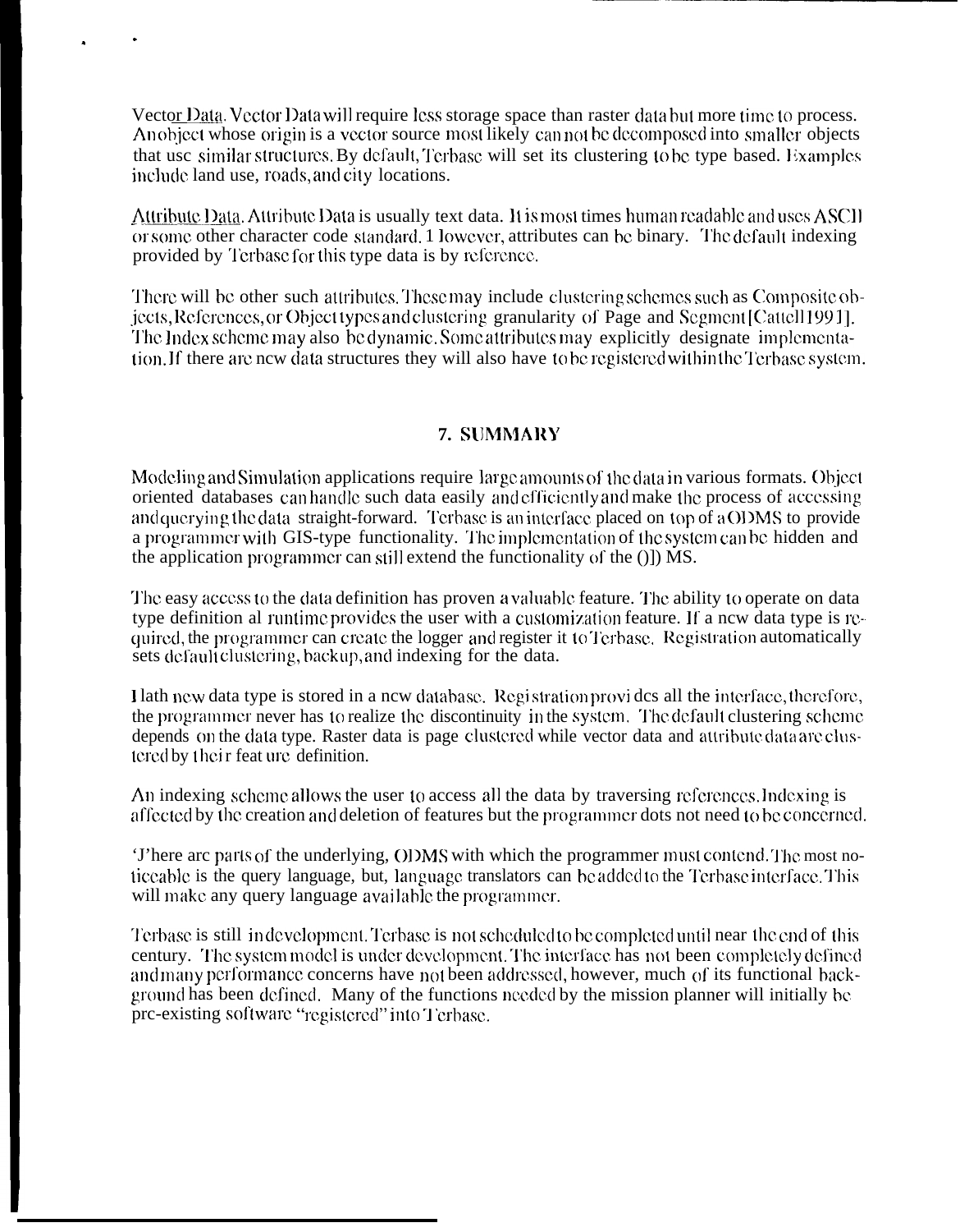Vector Data. Vector Data will require less storage space than raster data but more time to process. An object whose origin is a vector source most likely can not be decomposed into smaller objects that use similar structures. By default, Terbase will set its clustering to be type based. Examples include land use, roads, and city locations.

Attribute Data. Attribute Data is usually text data. It is most times human readable and uses ASCII or some other character code standard. However, attributes can be binary. The default indexing provided by Terbase for this type data is by reference.

There will be other such attributes. These may include clustering schemes such as Composite objects, References, or Object types and clustering granularity of Page and Segment [Cattell 1991]. The Index scheme may also be dynamic. Some attributes may explicitly designate implementation. If there are new data structures they will also have to be registered within the Terbase system.

## 7. SUMMARY

Modeling and Simulation applications require large amounts of the data in various formats. Object oriented databases can handle such data easily and efficiently and make the process of accessing and querying the data straight-forward. Terbase is an interface placed on top of a ODMS to provide a programmer with GIS-type functionality. The implementation of the system can be hidden and the application programmer can still extend the functionality of the ODMS.

The easy access to the data definition has proven a valuable feature. The ability to operate on data type definition at runtime provides the user with a customization feature. If a new data type is required, the programmer can create the logger and register it to Terbase. Registration automatically sets default clustering, backup, and indexing for the data.

Each new data type is stored in a new database. Registration provides all the interface, therefore, the programmer never has to realize the discontinuity in the system. The default clustering scheme depends on the data type. Raster data is page clustered while vector data and attribute data are clustered by their feature definition.

An indexing scheme allows the user to access all the data by traversing references. Indexing is affected by the creation and deletion of features but the programmer does not need to be concerned.

There are parts of the underlying, ODMS with which the programmer must contend. The most noticeable is the query language, but, language translators can be added to the Terbase interface. This will make any query language available the programmer.

Terbase is still in development. Terbase is not scheduled to be completed until near the end of this century. The system model is under development. The interface has not been completely defined and many performance concerns have not been addressed, however, much of its functional background has been defined. Many of the functions needed by the mission planner will initially be pre-existing software "registered" into Terbase.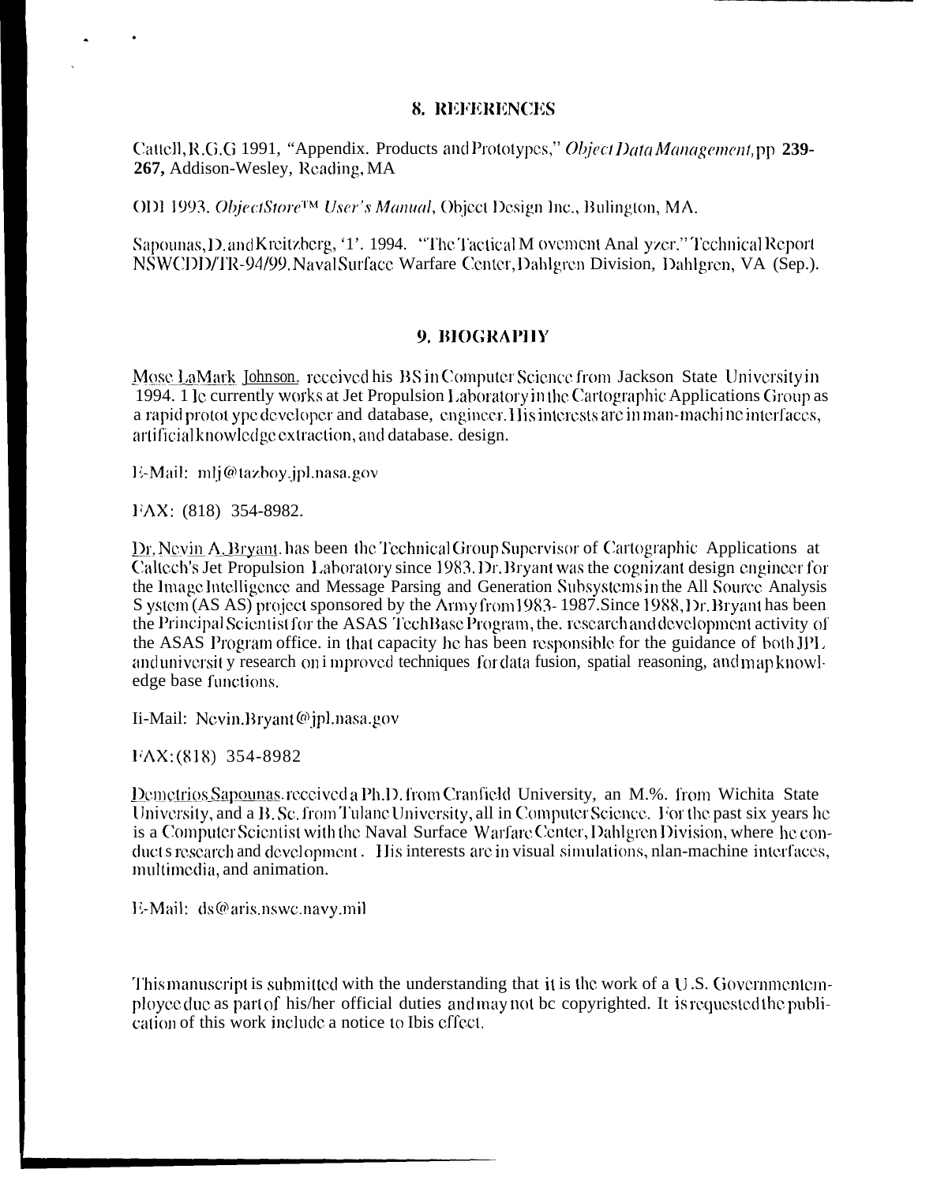## 8. REFERENCES

Cattell, R.G.G 1991, "Appendix. Products and Prototypes," *Object Data Management*, pp **239-267,** Addison-Wesley, Reading, MA

ODI 1993. *ObjectStore™ User's Manual*, Object Design Inc., Bulington, MA.

Sapounas, D. and Kreitzberg, '1'. 1994. "The Tactical M ovement Anal yzer." Technical Report NSWCDD/TR-94/99. Naval Surface Warfare Center, Dahlgren Division, Dahlgren, VA (Sep.).

## 9. BIOGRAPHY

Mose LaMark Johnson. received his BS in Computer Science from Jackson State University in 1994. 1 Ie currently works at Jet Propulsion Laboratory in the Cartographic Applications Group as a rapid protot ype developer and database, engineer. His interests are in man-machi ne interfaces, artificial knowledge extraction, and database. design.

E-Mail: mlj@tazboy.jpl.nasa.gov

FAX: (818) 354-8982.

Dr. Nevin A. Bryant. has been the Technical Group Supervisor of Cartographic Applications at Caltech's Jet Propulsion Laboratory since 1983. Dr. Bryant was the cognizant design engineer for the Image Intelligence and Message Parsing and Generation Subsystems in the All Source Analysis S ystem (AS AS) project sponsored by the Army from 1983- 1987. Since 1988, Dr. Bryant has been the Principal Scientist for the ASAS TechBase Program, the. research and development activity of the ASAS Program office. in that capacity he has been responsible for the guidance of both JPL and universit y research on i mproved techniques for data fusion, spatial reasoning, and map knowledge base functions.

Ii-Mail: Nevin.Bryant@jpl.nasa.gov

FAX: (818) 354-8982

Demetrios Sapounas. received a Ph.D. from Cranfield University, an M.%. from Wichita State University, and a B. Sc. from Tulane University, all in Computer Science. For the past six years he is a Computer Scientist with the Naval Surface Warfare Center, Dahlgren Division, where he conduct s research and development . His interests are in visual simulations, nlan-machine interfaces, multimedia, and animation.

E-Mail: ds@aris.nswc.navy.mil

This manuscript is submitted with the understanding that it is the work of a U.S. Government employee due as part of his/her official duties and may not be copyrighted. It is requested the publication of this work include a notice to Ibis effect.